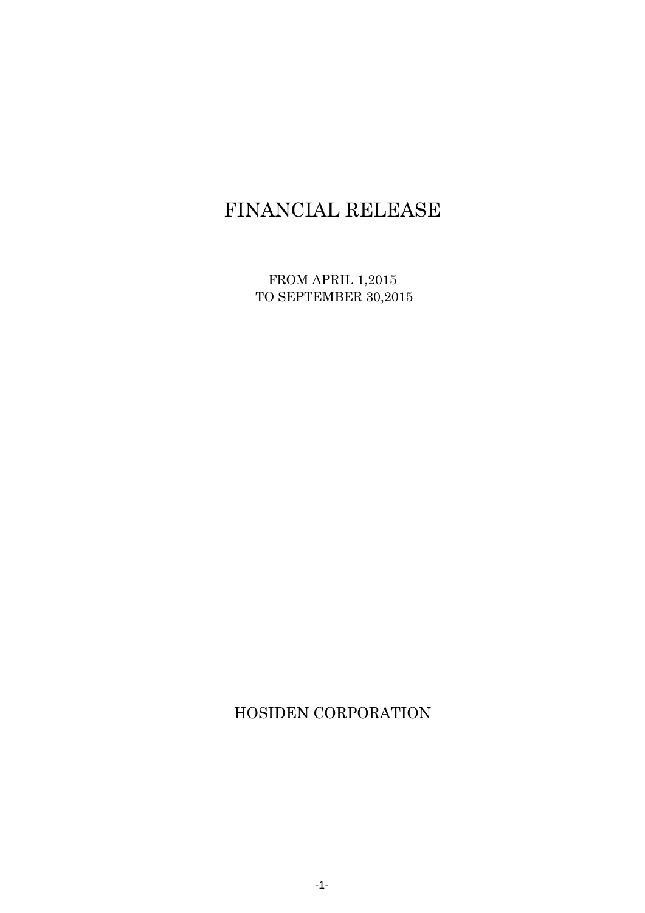# FINANCIAL RELEASE

FROM APRIL 1,2015
TO SEPTEMBER 30,2015

HOSIDEN CORPORATION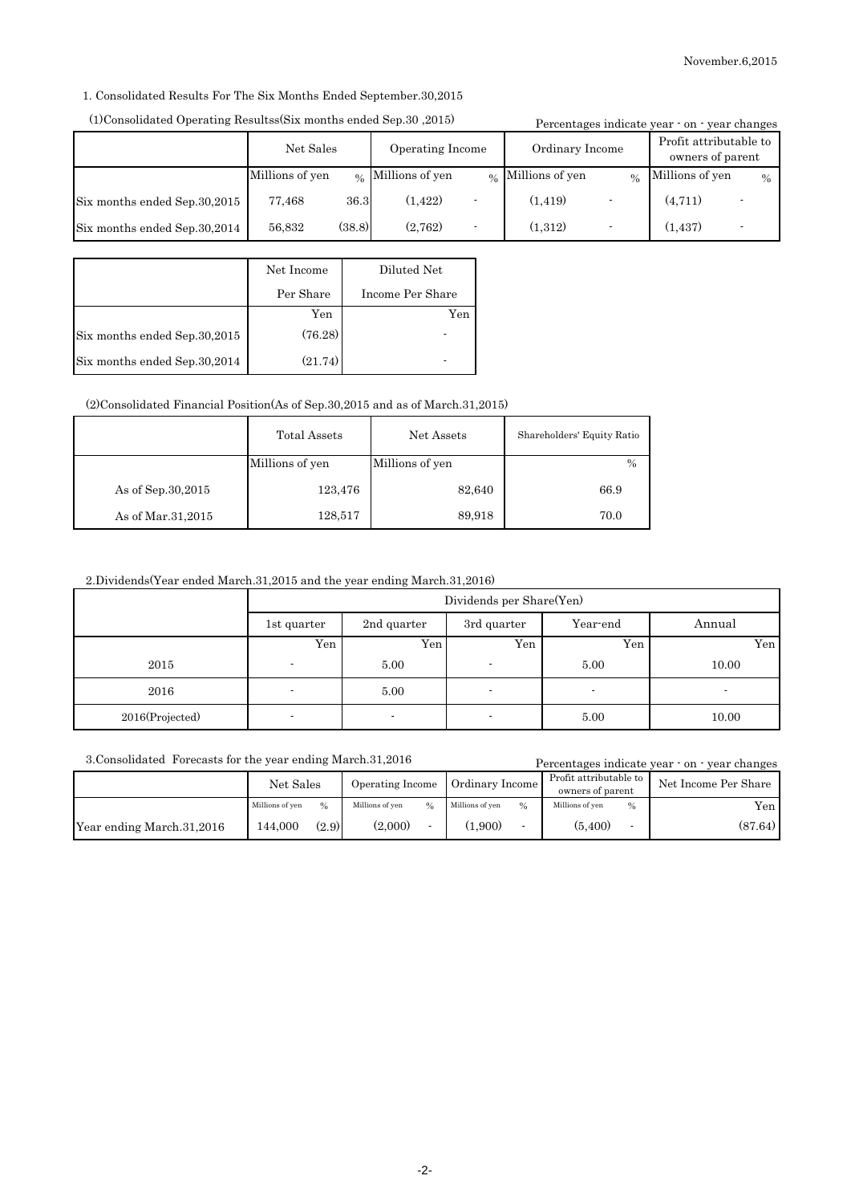November.6,2015

## 1. Consolidated Results For The Six Months Ended September.30,2015

### (1)Consolidated Operating Resultss(Six months ended Sep.30 ,2015)

Percentages indicate year - on - year changes

| | Net Sales | | Operating Income | | Ordinary Income | | Profit attributable to owners of parent | |
|---|---|---|---|---|---|---|---|---|
| | Millions of yen | % | Millions of yen | % | Millions of yen | % | Millions of yen | % |
| Six months ended Sep.30,2015 | 77,468 | 36.3 | (1,422) | - | (1,419) | - | (4,711) | - |
| Six months ended Sep.30,2014 | 56,832 | (38.8) | (2,762) | - | (1,312) | - | (1,437) | - |

| | Net Income Per Share | Diluted Net Income Per Share |
|---|---|---|
| | Yen | Yen |
| Six months ended Sep.30,2015 | (76.28) | - |
| Six months ended Sep.30,2014 | (21.74) | - |

### (2)Consolidated Financial Position(As of Sep.30,2015 and as of March.31,2015)

| | Total Assets | Net Assets | Shareholders' Equity Ratio |
|---|---|---|---|
| | Millions of yen | Millions of yen | % |
| As of Sep.30,2015 | 123,476 | 82,640 | 66.9 |
| As of Mar.31,2015 | 128,517 | 89,918 | 70.0 |

## 2.Dividends(Year ended March.31,2015 and the year ending March.31,2016)

| | Dividends per Share(Yen) | | | | |
|---|---|---|---|---|---|
| | 1st quarter | 2nd quarter | 3rd quarter | Year-end | Annual |
| | Yen | Yen | Yen | Yen | Yen |
| 2015 | - | 5.00 | - | 5.00 | 10.00 |
| 2016 | - | 5.00 | - | - | - |
| 2016(Projected) | - | - | - | 5.00 | 10.00 |

## 3.Consolidated Forecasts for the year ending March.31,2016

Percentages indicate year - on - year changes

| | Net Sales | | Operating Income | | Ordinary Income | | Profit attributable to owners of parent | | Net Income Per Share |
|---|---|---|---|---|---|---|---|---|---|
| | Millions of yen | % | Millions of yen | % | Millions of yen | % | Millions of yen | % | Yen |
| Year ending March.31,2016 | 144,000 | (2.9) | (2,000) | - | (1,900) | - | (5,400) | - | (87.64) |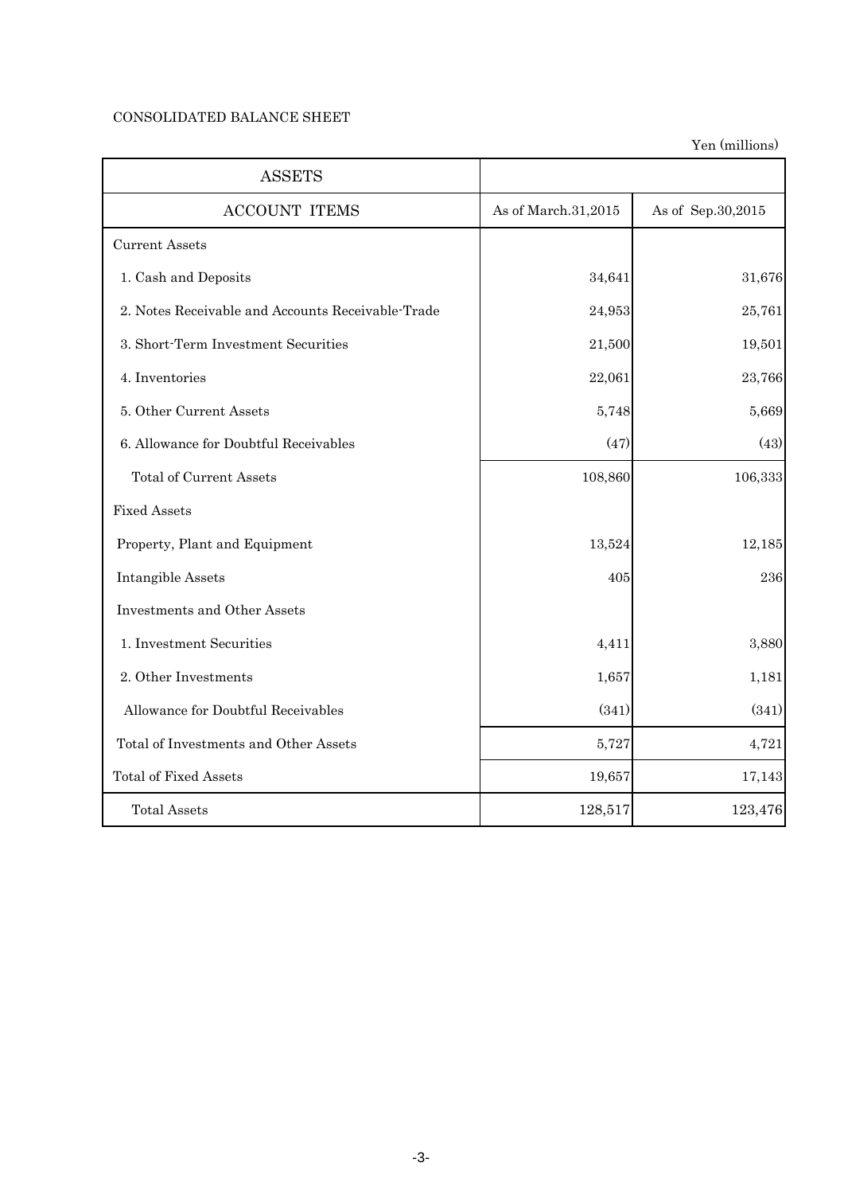CONSOLIDATED BALANCE SHEET

Yen (millions)

| ASSETS | | |
|---|---|---|
| ACCOUNT ITEMS | As of March.31,2015 | As of Sep.30,2015 |
| Current Assets | | |
| 1. Cash and Deposits | 34,641 | 31,676 |
| 2. Notes Receivable and Accounts Receivable-Trade | 24,953 | 25,761 |
| 3. Short-Term Investment Securities | 21,500 | 19,501 |
| 4. Inventories | 22,061 | 23,766 |
| 5. Other Current Assets | 5,748 | 5,669 |
| 6. Allowance for Doubtful Receivables | (47) | (43) |
| Total of Current Assets | 108,860 | 106,333 |
| Fixed Assets | | |
| Property, Plant and Equipment | 13,524 | 12,185 |
| Intangible Assets | 405 | 236 |
| Investments and Other Assets | | |
| 1. Investment Securities | 4,411 | 3,880 |
| 2. Other Investments | 1,657 | 1,181 |
| Allowance for Doubtful Receivables | (341) | (341) |
| Total of Investments and Other Assets | 5,727 | 4,721 |
| Total of Fixed Assets | 19,657 | 17,143 |
| Total Assets | 128,517 | 123,476 |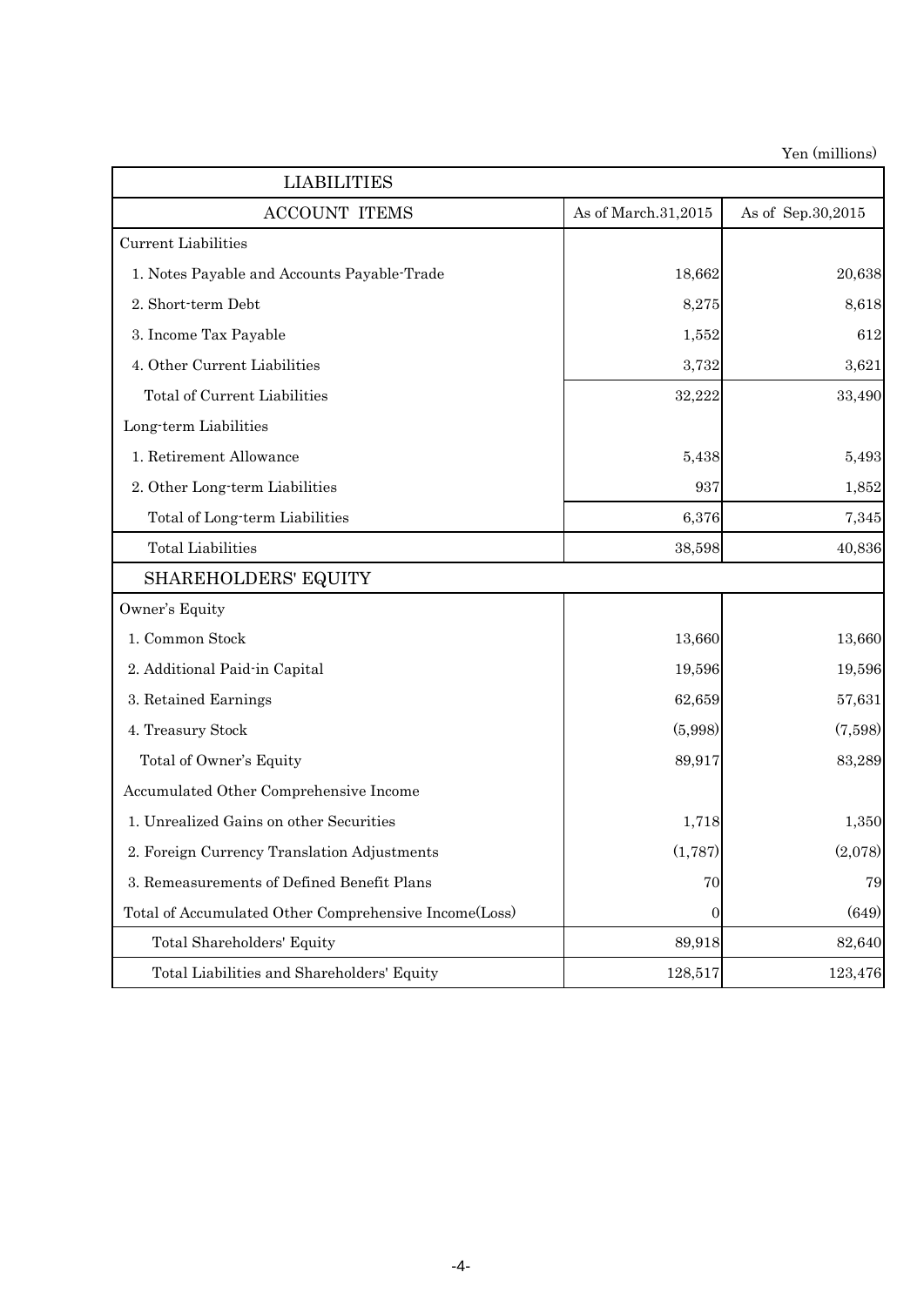Yen (millions)

| LIABILITIES | | |
|---|---|---|
| ACCOUNT ITEMS | As of March.31,2015 | As of Sep.30,2015 |
| Current Liabilities | | |
| 1. Notes Payable and Accounts Payable-Trade | 18,662 | 20,638 |
| 2. Short-term Debt | 8,275 | 8,618 |
| 3. Income Tax Payable | 1,552 | 612 |
| 4. Other Current Liabilities | 3,732 | 3,621 |
| Total of Current Liabilities | 32,222 | 33,490 |
| Long-term Liabilities | | |
| 1. Retirement Allowance | 5,438 | 5,493 |
| 2. Other Long-term Liabilities | 937 | 1,852 |
| Total of Long-term Liabilities | 6,376 | 7,345 |
| Total Liabilities | 38,598 | 40,836 |
| SHAREHOLDERS' EQUITY | | |
| Owner's Equity | | |
| 1. Common Stock | 13,660 | 13,660 |
| 2. Additional Paid-in Capital | 19,596 | 19,596 |
| 3. Retained Earnings | 62,659 | 57,631 |
| 4. Treasury Stock | (5,998) | (7,598) |
| Total of Owner's Equity | 89,917 | 83,289 |
| Accumulated Other Comprehensive Income | | |
| 1. Unrealized Gains on other Securities | 1,718 | 1,350 |
| 2. Foreign Currency Translation Adjustments | (1,787) | (2,078) |
| 3. Remeasurements of Defined Benefit Plans | 70 | 79 |
| Total of Accumulated Other Comprehensive Income(Loss) | 0 | (649) |
| Total Shareholders' Equity | 89,918 | 82,640 |
| Total Liabilities and Shareholders' Equity | 128,517 | 123,476 |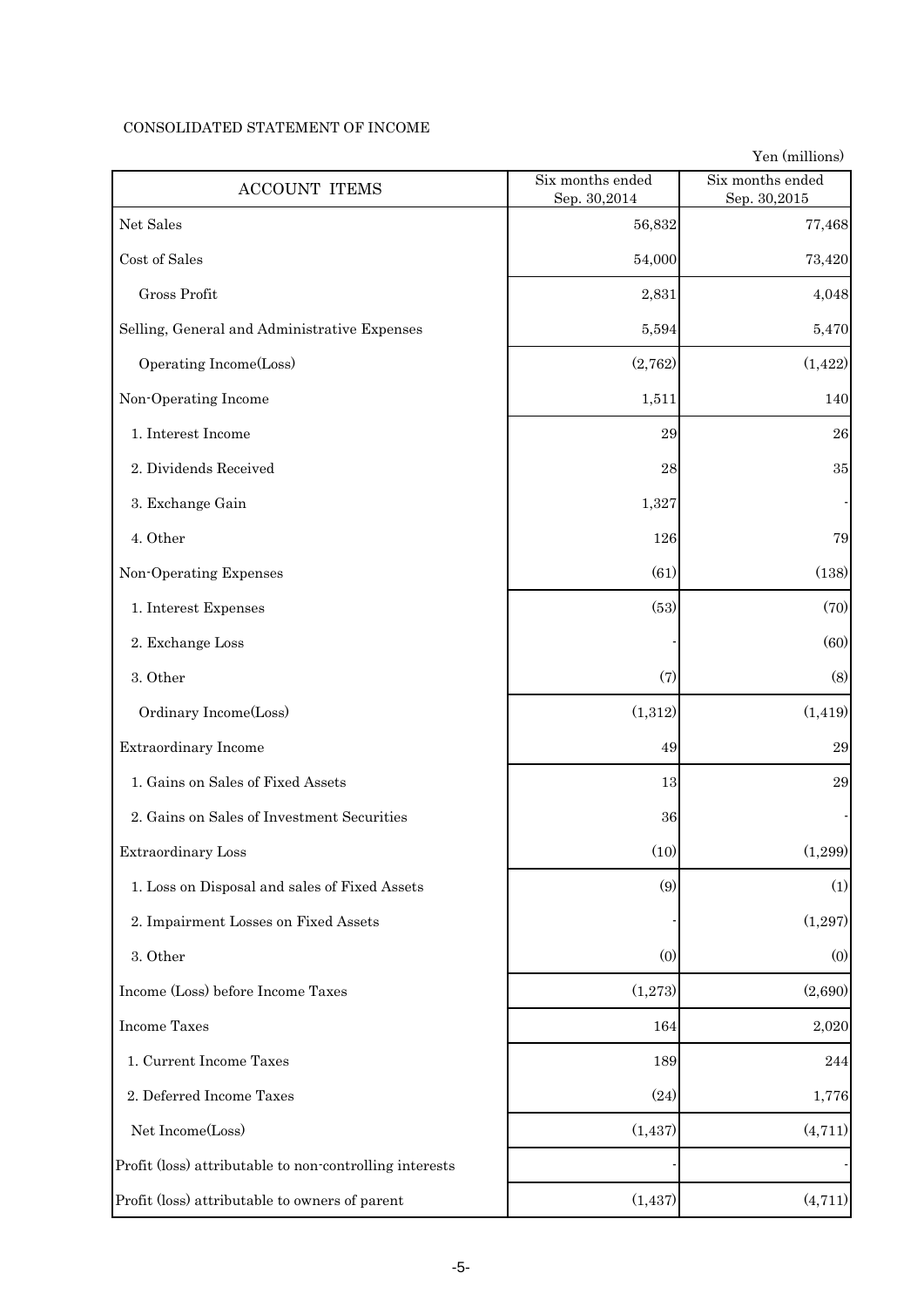CONSOLIDATED STATEMENT OF INCOME

Yen (millions)

| ACCOUNT ITEMS | Six months ended Sep. 30,2014 | Six months ended Sep. 30,2015 |
|---|---|---|
| Net Sales | 56,832 | 77,468 |
| Cost of Sales | 54,000 | 73,420 |
| Gross Profit | 2,831 | 4,048 |
| Selling, General and Administrative Expenses | 5,594 | 5,470 |
| Operating Income(Loss) | (2,762) | (1,422) |
| Non-Operating Income | 1,511 | 140 |
| 1. Interest Income | 29 | 26 |
| 2. Dividends Received | 28 | 35 |
| 3. Exchange Gain | 1,327 | - |
| 4. Other | 126 | 79 |
| Non-Operating Expenses | (61) | (138) |
| 1. Interest Expenses | (53) | (70) |
| 2. Exchange Loss | - | (60) |
| 3. Other | (7) | (8) |
| Ordinary Income(Loss) | (1,312) | (1,419) |
| Extraordinary Income | 49 | 29 |
| 1. Gains on Sales of Fixed Assets | 13 | 29 |
| 2. Gains on Sales of Investment Securities | 36 | - |
| Extraordinary Loss | (10) | (1,299) |
| 1. Loss on Disposal and sales of Fixed Assets | (9) | (1) |
| 2. Impairment Losses on Fixed Assets | - | (1,297) |
| 3. Other | (0) | (0) |
| Income (Loss) before Income Taxes | (1,273) | (2,690) |
| Income Taxes | 164 | 2,020 |
| 1. Current Income Taxes | 189 | 244 |
| 2. Deferred Income Taxes | (24) | 1,776 |
| Net Income(Loss) | (1,437) | (4,711) |
| Profit (loss) attributable to non-controlling interests | - | - |
| Profit (loss) attributable to owners of parent | (1,437) | (4,711) |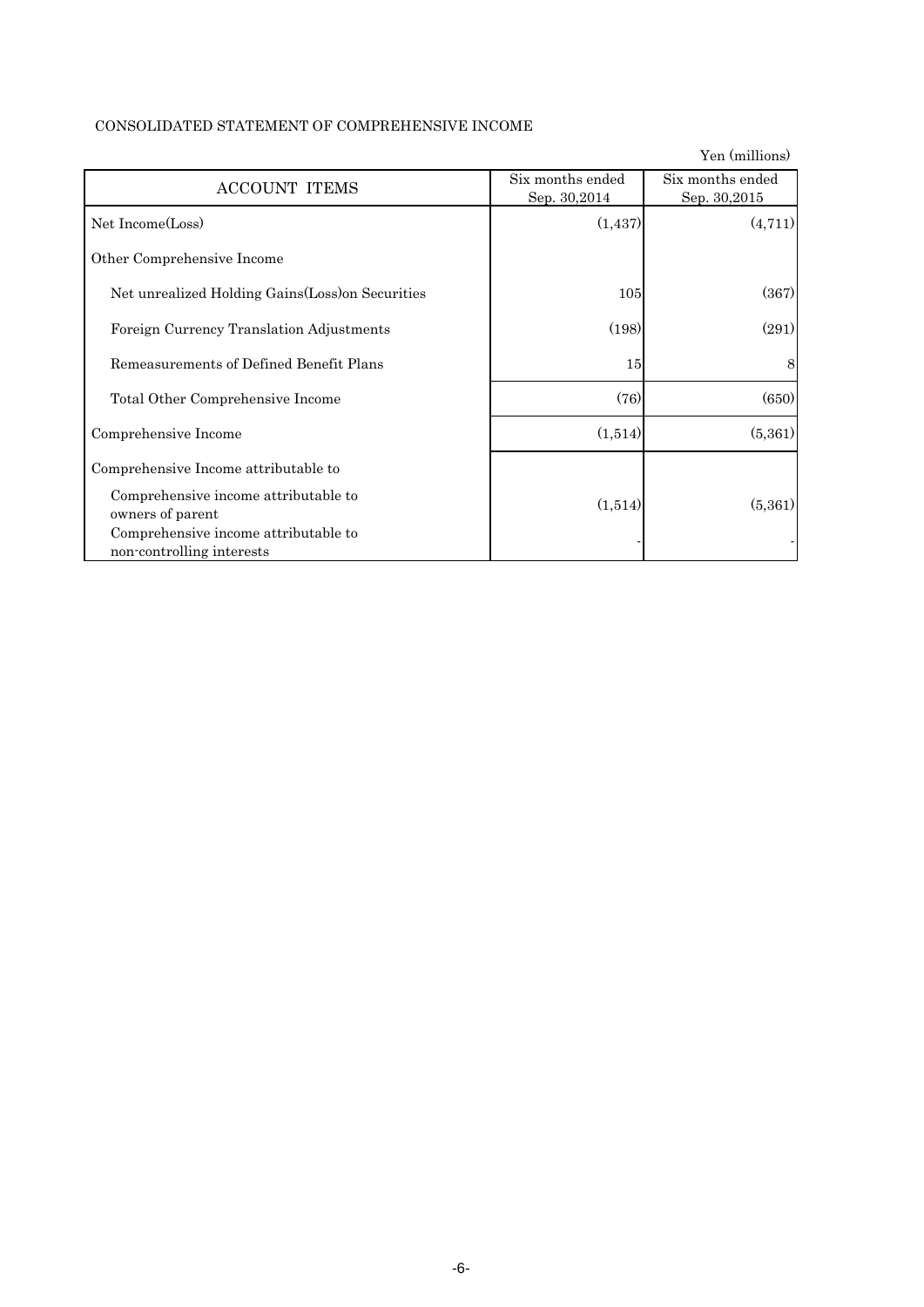CONSOLIDATED STATEMENT OF COMPREHENSIVE INCOME

Yen (millions)

| ACCOUNT ITEMS | Six months ended Sep. 30,2014 | Six months ended Sep. 30,2015 |
|---|---|---|
| Net Income(Loss) | (1,437) | (4,711) |
| Other Comprehensive Income | | |
| Net unrealized Holding Gains(Loss)on Securities | 105 | (367) |
| Foreign Currency Translation Adjustments | (198) | (291) |
| Remeasurements of Defined Benefit Plans | 15 | 8 |
| Total Other Comprehensive Income | (76) | (650) |
| Comprehensive Income | (1,514) | (5,361) |
| Comprehensive Income attributable to | | |
| Comprehensive income attributable to owners of parent | (1,514) | (5,361) |
| Comprehensive income attributable to non-controlling interests | - | - |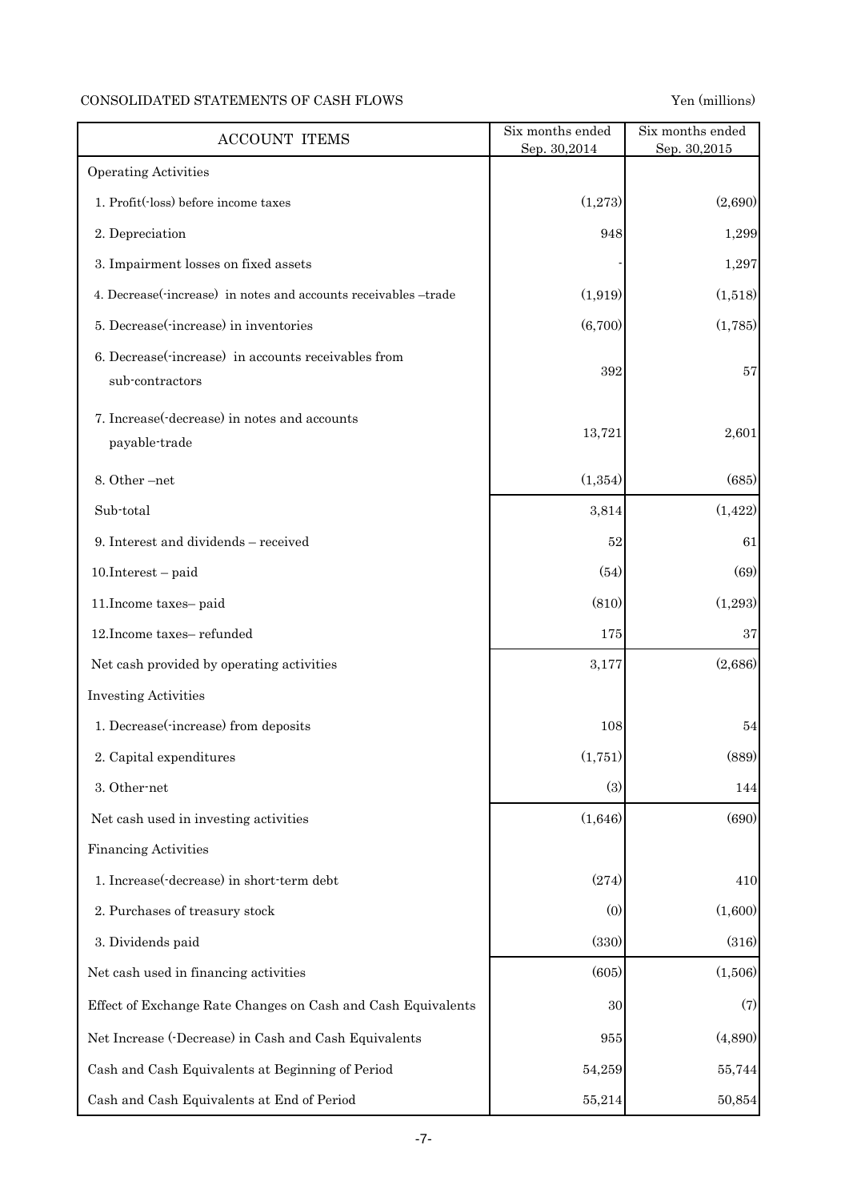CONSOLIDATED STATEMENTS OF CASH FLOWS

Yen (millions)

| ACCOUNT ITEMS | Six months ended Sep. 30,2014 | Six months ended Sep. 30,2015 |
|---|---|---|
| Operating Activities | | |
| 1. Profit(-loss) before income taxes | (1,273) | (2,690) |
| 2. Depreciation | 948 | 1,299 |
| 3. Impairment losses on fixed assets | - | 1,297 |
| 4. Decrease(-increase) in notes and accounts receivables –trade | (1,919) | (1,518) |
| 5. Decrease(-increase) in inventories | (6,700) | (1,785) |
| 6. Decrease(-increase) in accounts receivables from sub-contractors | 392 | 57 |
| 7. Increase(-decrease) in notes and accounts payable-trade | 13,721 | 2,601 |
| 8. Other –net | (1,354) | (685) |
| Sub-total | 3,814 | (1,422) |
| 9. Interest and dividends – received | 52 | 61 |
| 10.Interest – paid | (54) | (69) |
| 11.Income taxes– paid | (810) | (1,293) |
| 12.Income taxes– refunded | 175 | 37 |
| Net cash provided by operating activities | 3,177 | (2,686) |
| Investing Activities | | |
| 1. Decrease(-increase) from deposits | 108 | 54 |
| 2. Capital expenditures | (1,751) | (889) |
| 3. Other-net | (3) | 144 |
| Net cash used in investing activities | (1,646) | (690) |
| Financing Activities | | |
| 1. Increase(-decrease) in short-term debt | (274) | 410 |
| 2. Purchases of treasury stock | (0) | (1,600) |
| 3. Dividends paid | (330) | (316) |
| Net cash used in financing activities | (605) | (1,506) |
| Effect of Exchange Rate Changes on Cash and Cash Equivalents | 30 | (7) |
| Net Increase (-Decrease) in Cash and Cash Equivalents | 955 | (4,890) |
| Cash and Cash Equivalents at Beginning of Period | 54,259 | 55,744 |
| Cash and Cash Equivalents at End of Period | 55,214 | 50,854 |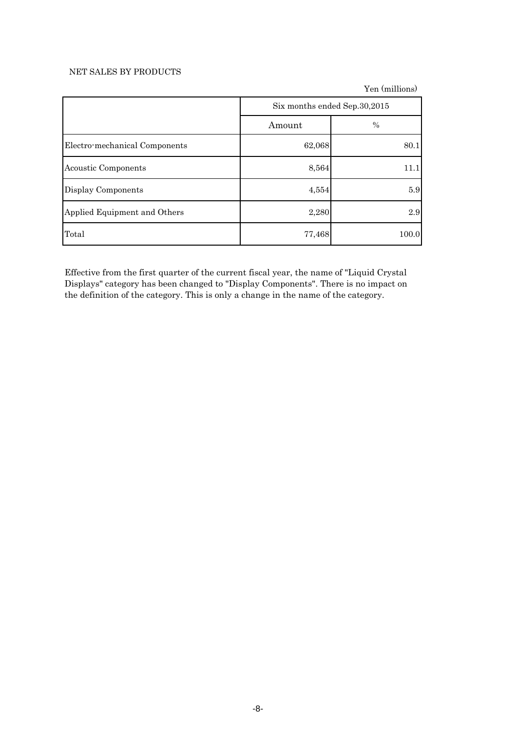NET SALES BY PRODUCTS

Yen (millions)

| | Six months ended Sep.30,2015 | |
|---|---|---|
| | Amount | % |
| Electro-mechanical Components | 62,068 | 80.1 |
| Acoustic Components | 8,564 | 11.1 |
| Display Components | 4,554 | 5.9 |
| Applied Equipment and Others | 2,280 | 2.9 |
| Total | 77,468 | 100.0 |

Effective from the first quarter of the current fiscal year, the name of "Liquid Crystal Displays" category has been changed to "Display Components". There is no impact on the definition of the category. This is only a change in the name of the category.